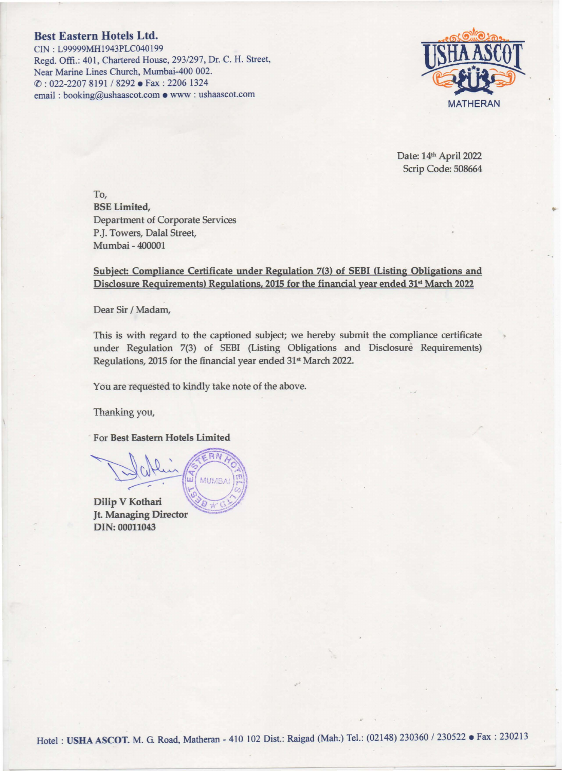**Best Eastern Hotels Ltd.**
CIN : L99999MH1943PLC040199
Regd. Offi.: 401, Chartered House, 293/297, Dr. C. H. Street,
Near Marine Lines Church, Mumbai-400 002.
✆ : 022-2207 8191 / 8292 • Fax : 2206 1324
email : booking@ushaascot.com • www : ushaascot.com

USHA ASCOT
MATHERAN

Date: 14th April 2022
Scrip Code: 508664

To,
**BSE Limited,**
Department of Corporate Services
P.J. Towers, Dalal Street,
Mumbai - 400001

**Subject: Compliance Certificate under Regulation 7(3) of SEBI (Listing Obligations and Disclosure Requirements) Regulations, 2015 for the financial year ended 31st March 2022**

Dear Sir / Madam,

This is with regard to the captioned subject; we hereby submit the compliance certificate under Regulation 7(3) of SEBI (Listing Obligations and Disclosure Requirements) Regulations, 2015 for the financial year ended 31st March 2022.

You are requested to kindly take note of the above.

Thanking you,

For **Best Eastern Hotels Limited**

**Dilip V Kothari**
**Jt. Managing Director**
**DIN: 00011043**

Hotel : **USHA ASCOT.** M. G. Road, Matheran - 410 102 Dist.: Raigad (Mah.) Tel.: (02148) 230360 / 230522 • Fax : 230213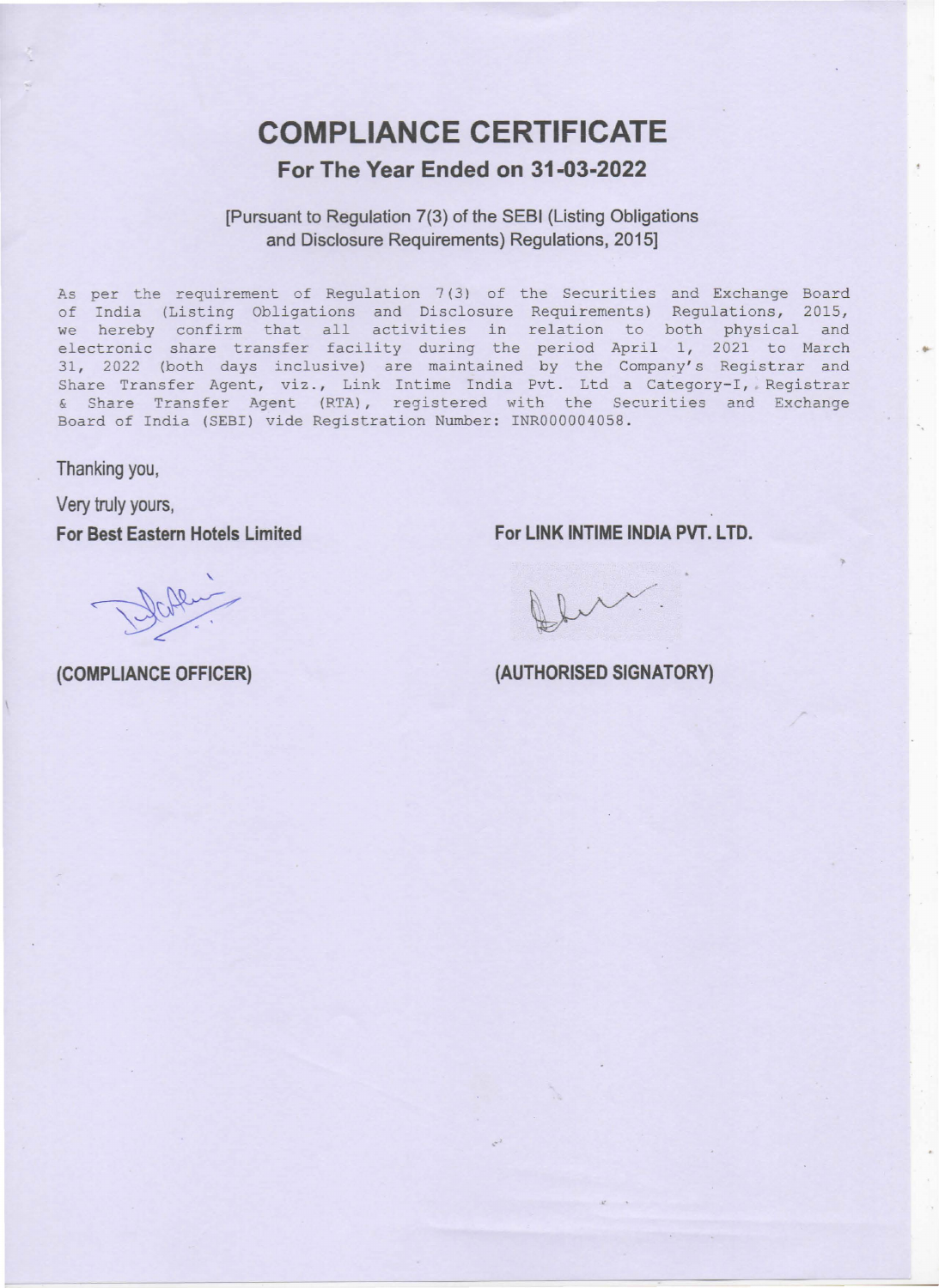# COMPLIANCE CERTIFICATE

## For The Year Ended on 31-03-2022

[Pursuant to Regulation 7(3) of the SEBI (Listing Obligations and Disclosure Requirements) Regulations, 2015]

As per the requirement of Regulation 7(3) of the Securities and Exchange Board of India (Listing Obligations and Disclosure Requirements) Regulations, 2015, we hereby confirm that all activities in relation to both physical and electronic share transfer facility during the period April 1, 2021 to March 31, 2022 (both days inclusive) are maintained by the Company's Registrar and Share Transfer Agent, viz., Link Intime India Pvt. Ltd a Category-I, Registrar & Share Transfer Agent (RTA), registered with the Securities and Exchange Board of India (SEBI) vide Registration Number: INR000004058.

Thanking you,

Very truly yours,

**For Best Eastern Hotels Limited**

**(COMPLIANCE OFFICER)**

**For LINK INTIME INDIA PVT. LTD.**

**(AUTHORISED SIGNATORY)**